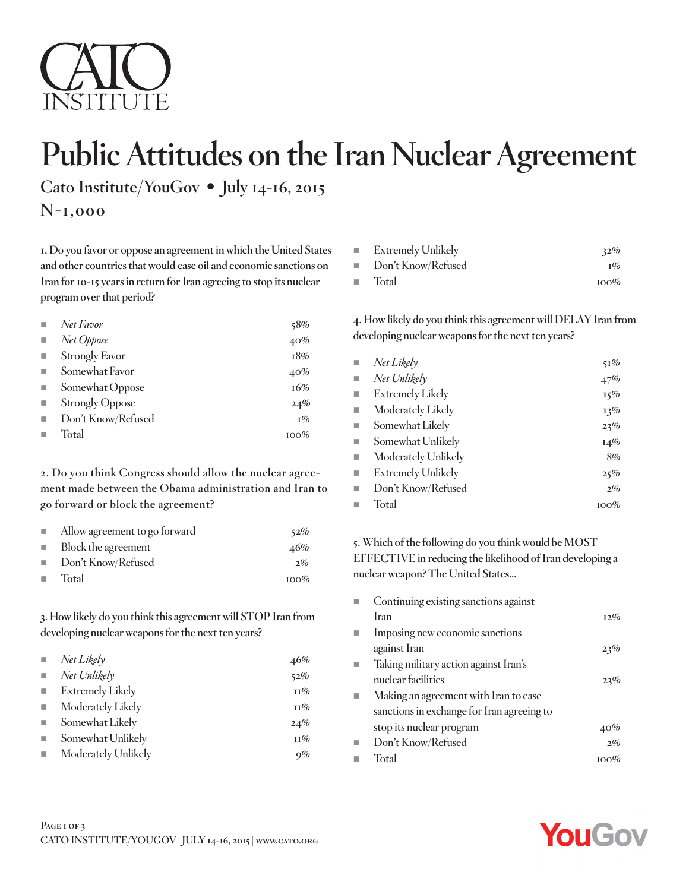CATO INSTITUTE

# Public Attitudes on the Iran Nuclear Agreement

## Cato Institute/YouGov • July 14-16, 2015

**N=1,000**

**1. Do you favor or oppose an agreement in which the United States and other countries that would ease oil and economic sanctions on Iran for 10-15 years in return for Iran agreeing to stop its nuclear program over that period?**

| | |
|---|---|
| *Net Favor* | 58% |
| *Net Oppose* | 40% |
| Strongly Favor | 18% |
| Somewhat Favor | 40% |
| Somewhat Oppose | 16% |
| Strongly Oppose | 24% |
| Don't Know/Refused | 1% |
| Total | 100% |

**2. Do you think Congress should allow the nuclear agreement made between the Obama administration and Iran to go forward or block the agreement?**

| | |
|---|---|
| Allow agreement to go forward | 52% |
| Block the agreement | 46% |
| Don't Know/Refused | 2% |
| Total | 100% |

**3. How likely do you think this agreement will STOP Iran from developing nuclear weapons for the next ten years?**

| | |
|---|---|
| *Net Likely* | 46% |
| *Net Unlikely* | 52% |
| Extremely Likely | 11% |
| Moderately Likely | 11% |
| Somewhat Likely | 24% |
| Somewhat Unlikely | 11% |
| Moderately Unlikely | 9% |
| Extremely Unlikely | 32% |
| Don't Know/Refused | 1% |
| Total | 100% |

**4. How likely do you think this agreement will DELAY Iran from developing nuclear weapons for the next ten years?**

| | |
|---|---|
| *Net Likely* | 51% |
| *Net Unlikely* | 47% |
| Extremely Likely | 15% |
| Moderately Likely | 13% |
| Somewhat Likely | 23% |
| Somewhat Unlikely | 14% |
| Moderately Unlikely | 8% |
| Extremely Unlikely | 25% |
| Don't Know/Refused | 2% |
| Total | 100% |

**5. Which of the following do you think would be MOST EFFECTIVE in reducing the likelihood of Iran developing a nuclear weapon? The United States...**

| | |
|---|---|
| Continuing existing sanctions against Iran | 12% |
| Imposing new economic sanctions against Iran | 23% |
| Taking military action against Iran's nuclear facilities | 23% |
| Making an agreement with Iran to ease sanctions in exchange for Iran agreeing to stop its nuclear program | 40% |
| Don't Know/Refused | 2% |
| Total | 100% |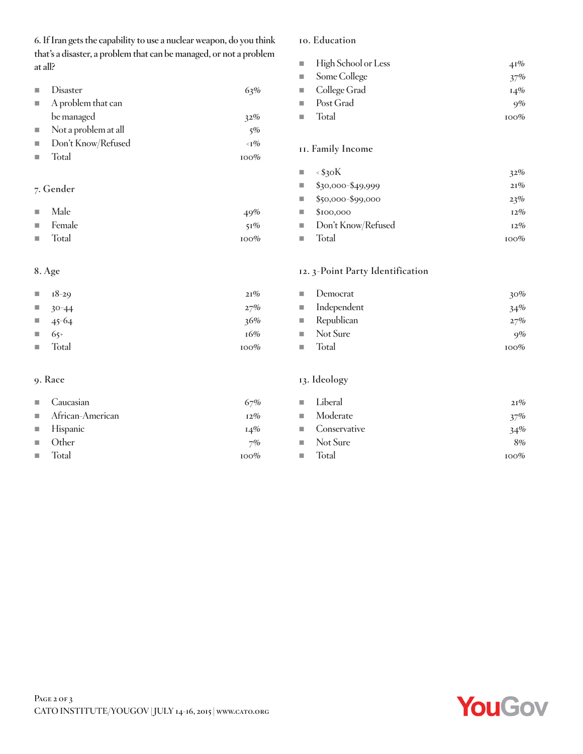6. If Iran gets the capability to use a nuclear weapon, do you think that's a disaster, a problem that can be managed, or not a problem at all?

| | |
|---|---|
| Disaster | 63% |
| A problem that can be managed | 32% |
| Not a problem at all | 5% |
| Don't Know/Refused | <1% |
| Total | 100% |

7. Gender

| | |
|---|---|
| Male | 49% |
| Female | 51% |
| Total | 100% |

8. Age

| | |
|---|---|
| 18-29 | 21% |
| 30-44 | 27% |
| 45-64 | 36% |
| 65+ | 16% |
| Total | 100% |

9. Race

| | |
|---|---|
| Caucasian | 67% |
| African-American | 12% |
| Hispanic | 14% |
| Other | 7% |
| Total | 100% |

10. Education

| | |
|---|---|
| High School or Less | 41% |
| Some College | 37% |
| College Grad | 14% |
| Post Grad | 9% |
| Total | 100% |

11. Family Income

| | |
|---|---|
| < $30K | 32% |
| $30,000-$49,999 | 21% |
| $50,000-$99,000 | 23% |
| $100,000 | 12% |
| Don't Know/Refused | 12% |
| Total | 100% |

12. 3-Point Party Identification

| | |
|---|---|
| Democrat | 30% |
| Independent | 34% |
| Republican | 27% |
| Not Sure | 9% |
| Total | 100% |

13. Ideology

| | |
|---|---|
| Liberal | 21% |
| Moderate | 37% |
| Conservative | 34% |
| Not Sure | 8% |
| Total | 100% |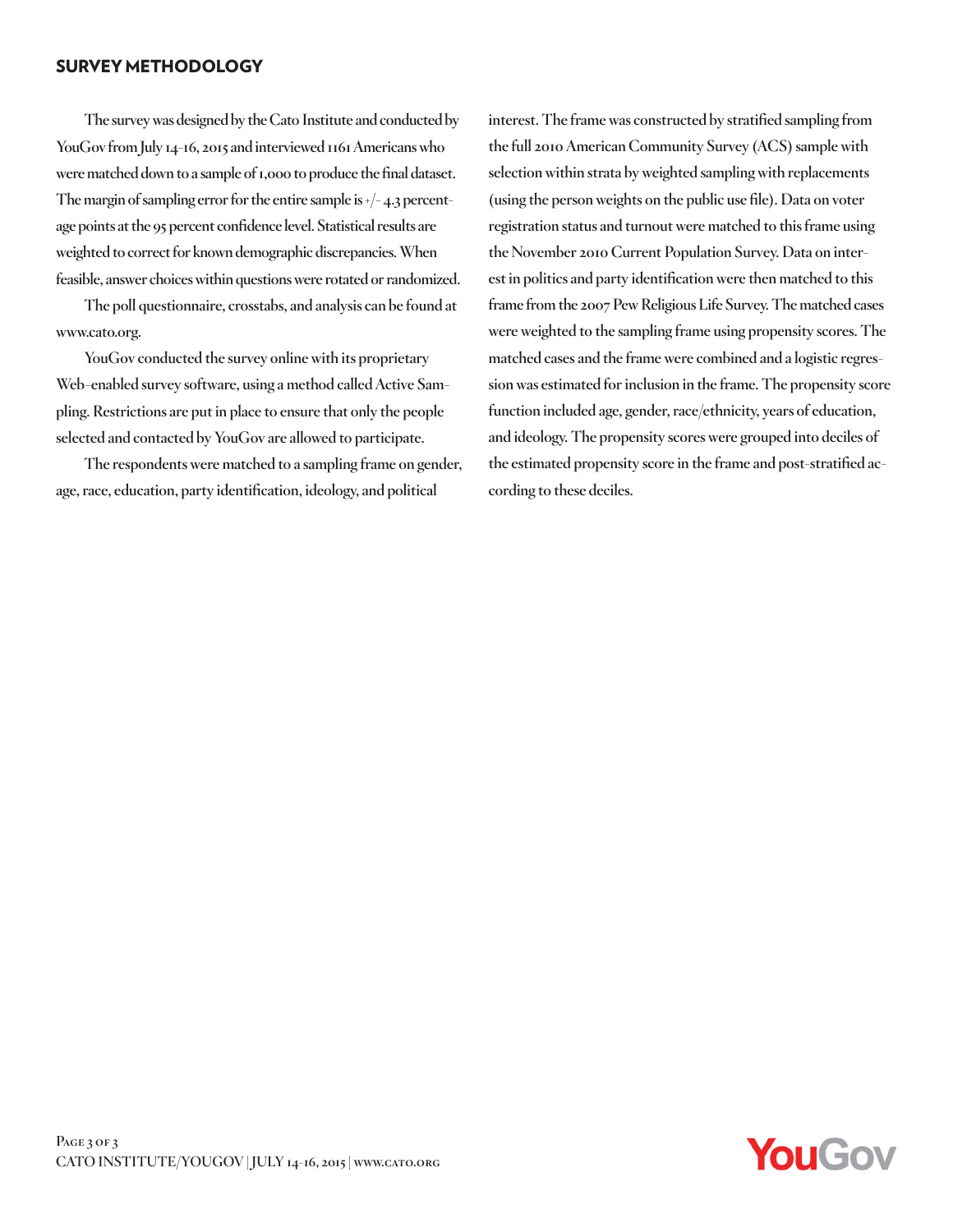## SURVEY METHODOLOGY

The survey was designed by the Cato Institute and conducted by YouGov from July 14-16, 2015 and interviewed 1161 Americans who were matched down to a sample of 1,000 to produce the final dataset. The margin of sampling error for the entire sample is +/- 4.3 percentage points at the 95 percent confidence level. Statistical results are weighted to correct for known demographic discrepancies. When feasible, answer choices within questions were rotated or randomized.

The poll questionnaire, crosstabs, and analysis can be found at www.cato.org.

YouGov conducted the survey online with its proprietary Web-enabled survey software, using a method called Active Sampling. Restrictions are put in place to ensure that only the people selected and contacted by YouGov are allowed to participate.

The respondents were matched to a sampling frame on gender, age, race, education, party identification, ideology, and political interest. The frame was constructed by stratified sampling from the full 2010 American Community Survey (ACS) sample with selection within strata by weighted sampling with replacements (using the person weights on the public use file). Data on voter registration status and turnout were matched to this frame using the November 2010 Current Population Survey. Data on interest in politics and party identification were then matched to this frame from the 2007 Pew Religious Life Survey. The matched cases were weighted to the sampling frame using propensity scores. The matched cases and the frame were combined and a logistic regression was estimated for inclusion in the frame. The propensity score function included age, gender, race/ethnicity, years of education, and ideology. The propensity scores were grouped into deciles of the estimated propensity score in the frame and post-stratified according to these deciles.